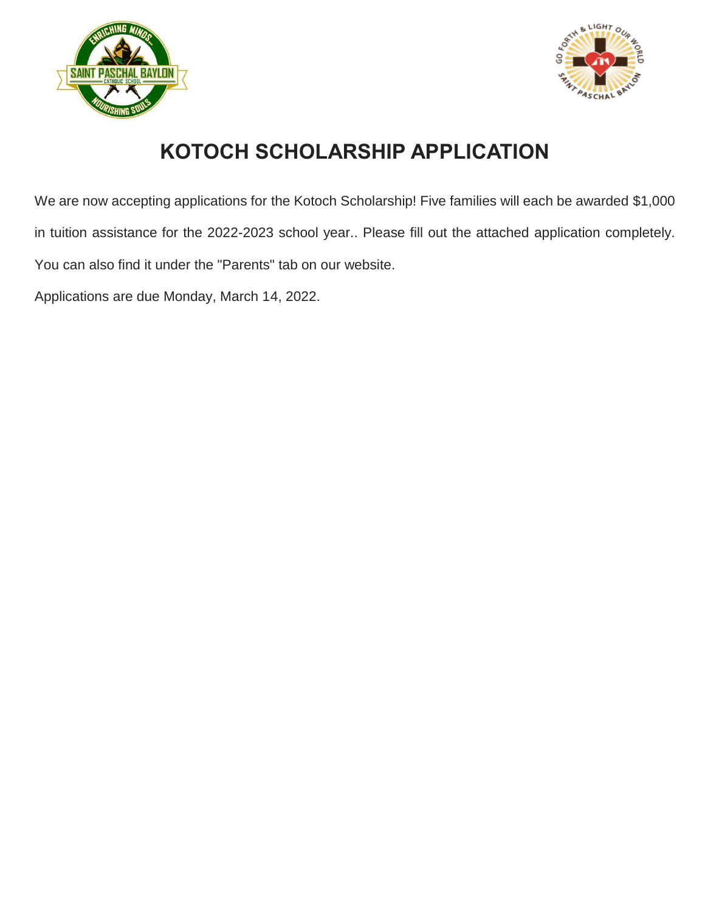# KOTOCH SCHOLARSHIP APPLICATION

We are now accepting applications for the Kotoch Scholarship! Five families will each be awarded $1,000 in tuition assistance for the 2022-2023 school year.. Please fill out the attached application completely. You can also find it under the "Parents" tab on our website.

Applications are due Monday, March 14, 2022.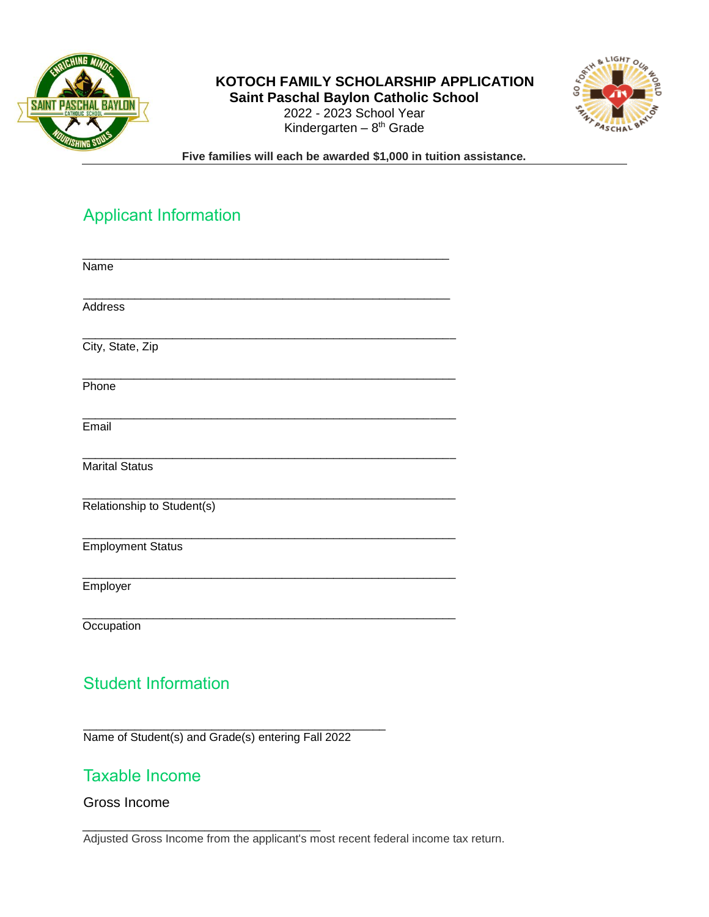# KOTOCH FAMILY SCHOLARSHIP APPLICATION

## Saint Paschal Baylon Catholic School

2022 - 2023 School Year

Kindergarten – 8th Grade

**Five families will each be awarded $1,000 in tuition assistance.**

## Applicant Information

\_\_\_\_\_\_\_\_\_\_\_\_\_\_\_\_\_\_\_\_\_\_\_\_\_\_\_\_\_\_\_\_\_\_\_\_\_\_\_\_\_\_\_\_\_\_\_\_\_\_

Name

\_\_\_\_\_\_\_\_\_\_\_\_\_\_\_\_\_\_\_\_\_\_\_\_\_\_\_\_\_\_\_\_\_\_\_\_\_\_\_\_\_\_\_\_\_\_\_\_\_\_

Address

\_\_\_\_\_\_\_\_\_\_\_\_\_\_\_\_\_\_\_\_\_\_\_\_\_\_\_\_\_\_\_\_\_\_\_\_\_\_\_\_\_\_\_\_\_\_\_\_\_\_

City, State, Zip

\_\_\_\_\_\_\_\_\_\_\_\_\_\_\_\_\_\_\_\_\_\_\_\_\_\_\_\_\_\_\_\_\_\_\_\_\_\_\_\_\_\_\_\_\_\_\_\_\_\_

Phone

\_\_\_\_\_\_\_\_\_\_\_\_\_\_\_\_\_\_\_\_\_\_\_\_\_\_\_\_\_\_\_\_\_\_\_\_\_\_\_\_\_\_\_\_\_\_\_\_\_\_

Email

\_\_\_\_\_\_\_\_\_\_\_\_\_\_\_\_\_\_\_\_\_\_\_\_\_\_\_\_\_\_\_\_\_\_\_\_\_\_\_\_\_\_\_\_\_\_\_\_\_\_

Marital Status

\_\_\_\_\_\_\_\_\_\_\_\_\_\_\_\_\_\_\_\_\_\_\_\_\_\_\_\_\_\_\_\_\_\_\_\_\_\_\_\_\_\_\_\_\_\_\_\_\_\_

Relationship to Student(s)

\_\_\_\_\_\_\_\_\_\_\_\_\_\_\_\_\_\_\_\_\_\_\_\_\_\_\_\_\_\_\_\_\_\_\_\_\_\_\_\_\_\_\_\_\_\_\_\_\_\_

Employment Status

\_\_\_\_\_\_\_\_\_\_\_\_\_\_\_\_\_\_\_\_\_\_\_\_\_\_\_\_\_\_\_\_\_\_\_\_\_\_\_\_\_\_\_\_\_\_\_\_\_\_

Employer

\_\_\_\_\_\_\_\_\_\_\_\_\_\_\_\_\_\_\_\_\_\_\_\_\_\_\_\_\_\_\_\_\_\_\_\_\_\_\_\_\_\_\_\_\_\_\_\_\_\_

Occupation

## Student Information

\_\_\_\_\_\_\_\_\_\_\_\_\_\_\_\_\_\_\_\_\_\_\_\_\_\_\_\_\_\_\_\_\_\_\_\_\_\_\_\_\_\_\_\_

Name of Student(s) and Grade(s) entering Fall 2022

## Taxable Income

Gross Income

\_\_\_\_\_\_\_\_\_\_\_\_\_\_\_\_\_\_\_\_\_\_\_\_\_\_\_\_\_\_\_\_\_\_

Adjusted Gross Income from the applicant's most recent federal income tax return.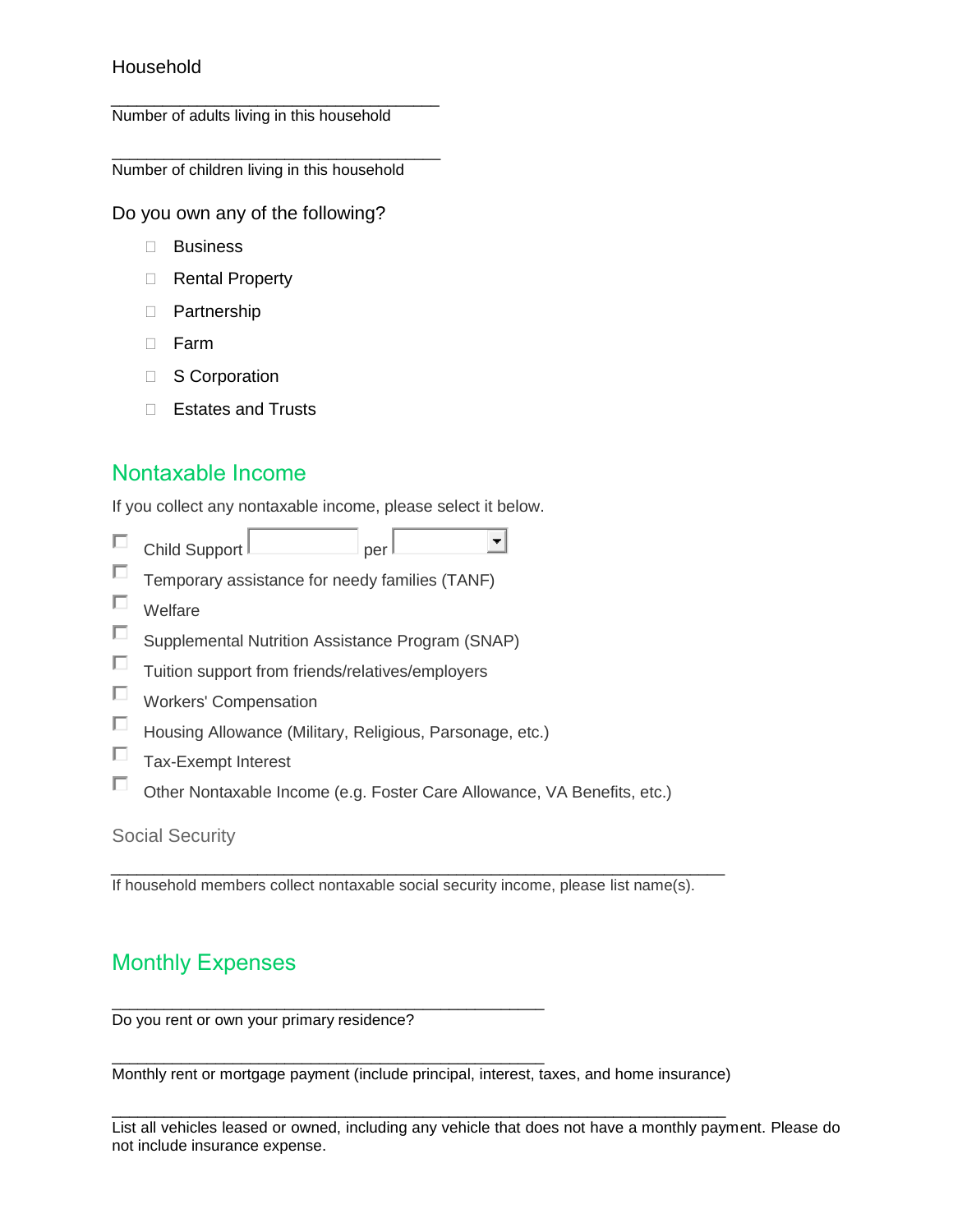Household

\_\_\_\_\_\_\_\_\_\_\_\_\_\_\_\_\_\_\_\_\_\_\_\_\_\_\_\_\_\_\_\_\_\_\_\_\_\_
Number of adults living in this household

\_\_\_\_\_\_\_\_\_\_\_\_\_\_\_\_\_\_\_\_\_\_\_\_\_\_\_\_\_\_\_\_\_\_\_\_\_\_
Number of children living in this household

Do you own any of the following?

- ☐ Business
- ☐ Rental Property
- ☐ Partnership
- ☐ Farm
- ☐ S Corporation
- ☐ Estates and Trusts

## Nontaxable Income

If you collect any nontaxable income, please select it below.

- ☐ Child Support \_\_\_\_\_\_\_\_ per \_\_\_\_\_\_\_\_
- ☐ Temporary assistance for needy families (TANF)
- ☐ Welfare
- ☐ Supplemental Nutrition Assistance Program (SNAP)
- ☐ Tuition support from friends/relatives/employers
- ☐ Workers' Compensation
- ☐ Housing Allowance (Military, Religious, Parsonage, etc.)
- ☐ Tax-Exempt Interest
- ☐ Other Nontaxable Income (e.g. Foster Care Allowance, VA Benefits, etc.)

Social Security

\_\_\_\_\_\_\_\_\_\_\_\_\_\_\_\_\_\_\_\_\_\_\_\_\_\_\_\_\_\_\_\_\_\_\_\_\_\_\_\_\_\_\_\_\_\_\_\_\_\_\_\_\_\_\_\_\_\_\_\_\_\_\_\_\_\_\_\_\_
If household members collect nontaxable social security income, please list name(s).

## Monthly Expenses

\_\_\_\_\_\_\_\_\_\_\_\_\_\_\_\_\_\_\_\_\_\_\_\_\_\_\_\_\_\_\_\_\_\_\_\_\_\_\_\_\_\_\_\_\_\_\_\_\_
Do you rent or own your primary residence?

\_\_\_\_\_\_\_\_\_\_\_\_\_\_\_\_\_\_\_\_\_\_\_\_\_\_\_\_\_\_\_\_\_\_\_\_\_\_\_\_\_\_\_\_\_\_\_\_\_
Monthly rent or mortgage payment (include principal, interest, taxes, and home insurance)

\_\_\_\_\_\_\_\_\_\_\_\_\_\_\_\_\_\_\_\_\_\_\_\_\_\_\_\_\_\_\_\_\_\_\_\_\_\_\_\_\_\_\_\_\_\_\_\_\_\_\_\_\_\_\_\_\_\_\_\_\_\_\_\_\_\_\_\_\_
List all vehicles leased or owned, including any vehicle that does not have a monthly payment. Please do not include insurance expense.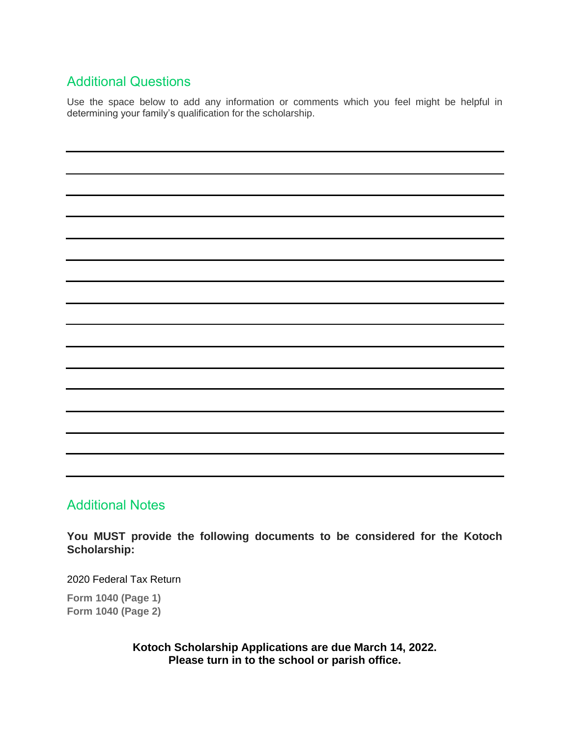## Additional Questions

Use the space below to add any information or comments which you feel might be helpful in determining your family's qualification for the scholarship.

## Additional Notes

**You MUST provide the following documents to be considered for the Kotoch Scholarship:**

2020 Federal Tax Return

**Form 1040 (Page 1)**
**Form 1040 (Page 2)**

**Kotoch Scholarship Applications are due March 14, 2022.**
**Please turn in to the school or parish office.**